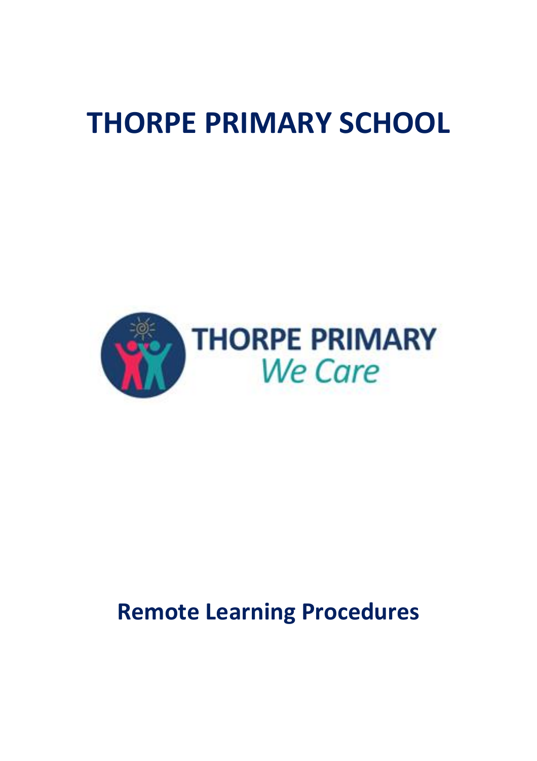# THORPE PRIMARY SCHOOL

THORPE PRIMARY
*We Care*

## Remote Learning Procedures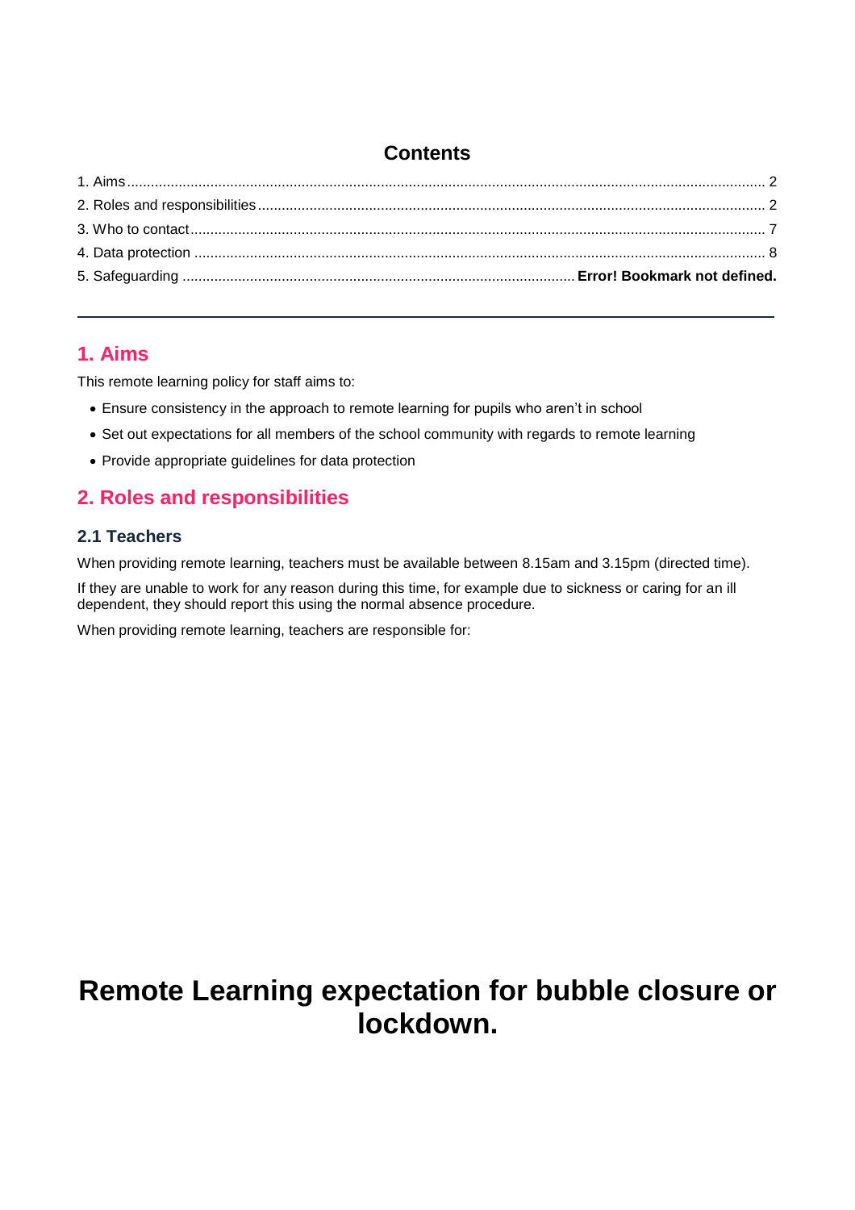## Contents

1. Aims ........................................................................................................ 2
2. Roles and responsibilities ................................................................................ 2
3. Who to contact ............................................................................................. 7
4. Data protection ............................................................................................ 8
5. Safeguarding ................................................................. **Error! Bookmark not defined.**

---

## 1. Aims

This remote learning policy for staff aims to:

- Ensure consistency in the approach to remote learning for pupils who aren't in school
- Set out expectations for all members of the school community with regards to remote learning
- Provide appropriate guidelines for data protection

## 2. Roles and responsibilities

### 2.1 Teachers

When providing remote learning, teachers must be available between 8.15am and 3.15pm (directed time).

If they are unable to work for any reason during this time, for example due to sickness or caring for an ill dependent, they should report this using the normal absence procedure.

When providing remote learning, teachers are responsible for:

# Remote Learning expectation for bubble closure or lockdown.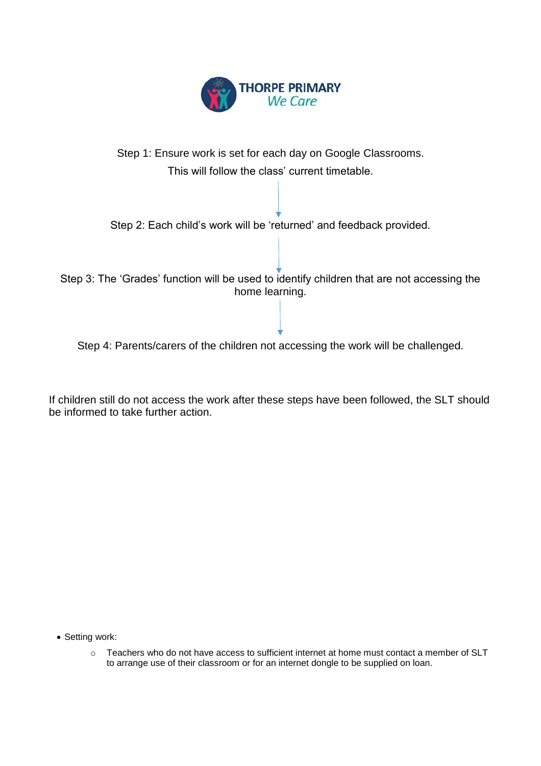**THORPE PRIMARY**
*We Care*

Step 1: Ensure work is set for each day on Google Classrooms.
This will follow the class' current timetable.

↓

Step 2: Each child's work will be 'returned' and feedback provided.

↓

Step 3: The 'Grades' function will be used to identify children that are not accessing the home learning.

↓

Step 4: Parents/carers of the children not accessing the work will be challenged.

If children still do not access the work after these steps have been followed, the SLT should be informed to take further action.

- Setting work:
    - Teachers who do not have access to sufficient internet at home must contact a member of SLT to arrange use of their classroom or for an internet dongle to be supplied on loan.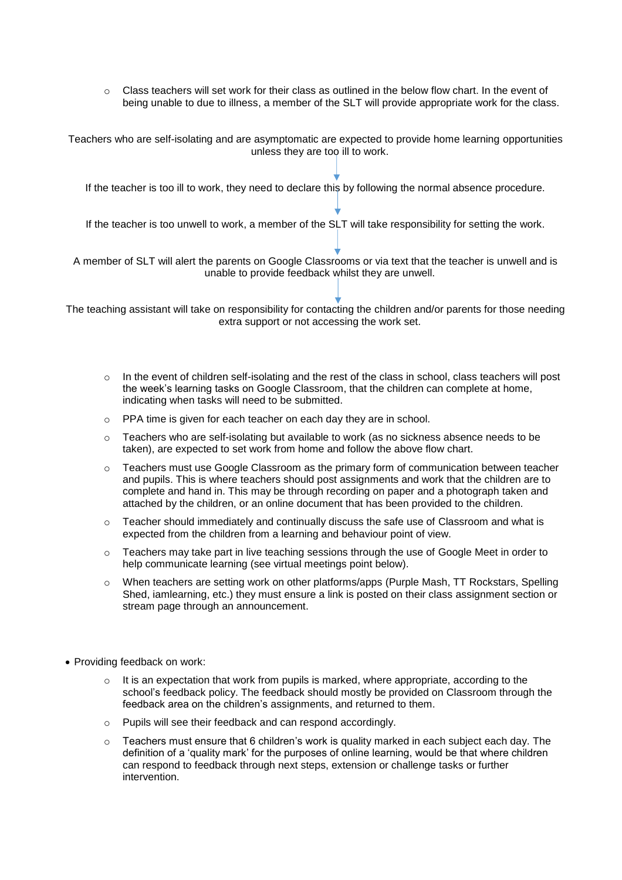- Class teachers will set work for their class as outlined in the below flow chart. In the event of being unable to due to illness, a member of the SLT will provide appropriate work for the class.

Teachers who are self-isolating and are asymptomatic are expected to provide home learning opportunities unless they are too ill to work.

↓

If the teacher is too ill to work, they need to declare this by following the normal absence procedure.

↓

If the teacher is too unwell to work, a member of the SLT will take responsibility for setting the work.

↓

A member of SLT will alert the parents on Google Classrooms or via text that the teacher is unwell and is unable to provide feedback whilst they are unwell.

↓

The teaching assistant will take on responsibility for contacting the children and/or parents for those needing extra support or not accessing the work set.

- In the event of children self-isolating and the rest of the class in school, class teachers will post the week's learning tasks on Google Classroom, that the children can complete at home, indicating when tasks will need to be submitted.
- PPA time is given for each teacher on each day they are in school.
- Teachers who are self-isolating but available to work (as no sickness absence needs to be taken), are expected to set work from home and follow the above flow chart.
- Teachers must use Google Classroom as the primary form of communication between teacher and pupils. This is where teachers should post assignments and work that the children are to complete and hand in. This may be through recording on paper and a photograph taken and attached by the children, or an online document that has been provided to the children.
- Teacher should immediately and continually discuss the safe use of Classroom and what is expected from the children from a learning and behaviour point of view.
- Teachers may take part in live teaching sessions through the use of Google Meet in order to help communicate learning (see virtual meetings point below).
- When teachers are setting work on other platforms/apps (Purple Mash, TT Rockstars, Spelling Shed, iamlearning, etc.) they must ensure a link is posted on their class assignment section or stream page through an announcement.

- Providing feedback on work:
  - It is an expectation that work from pupils is marked, where appropriate, according to the school's feedback policy. The feedback should mostly be provided on Classroom through the feedback area on the children's assignments, and returned to them.
  - Pupils will see their feedback and can respond accordingly.
  - Teachers must ensure that 6 children's work is quality marked in each subject each day. The definition of a 'quality mark' for the purposes of online learning, would be that where children can respond to feedback through next steps, extension or challenge tasks or further intervention.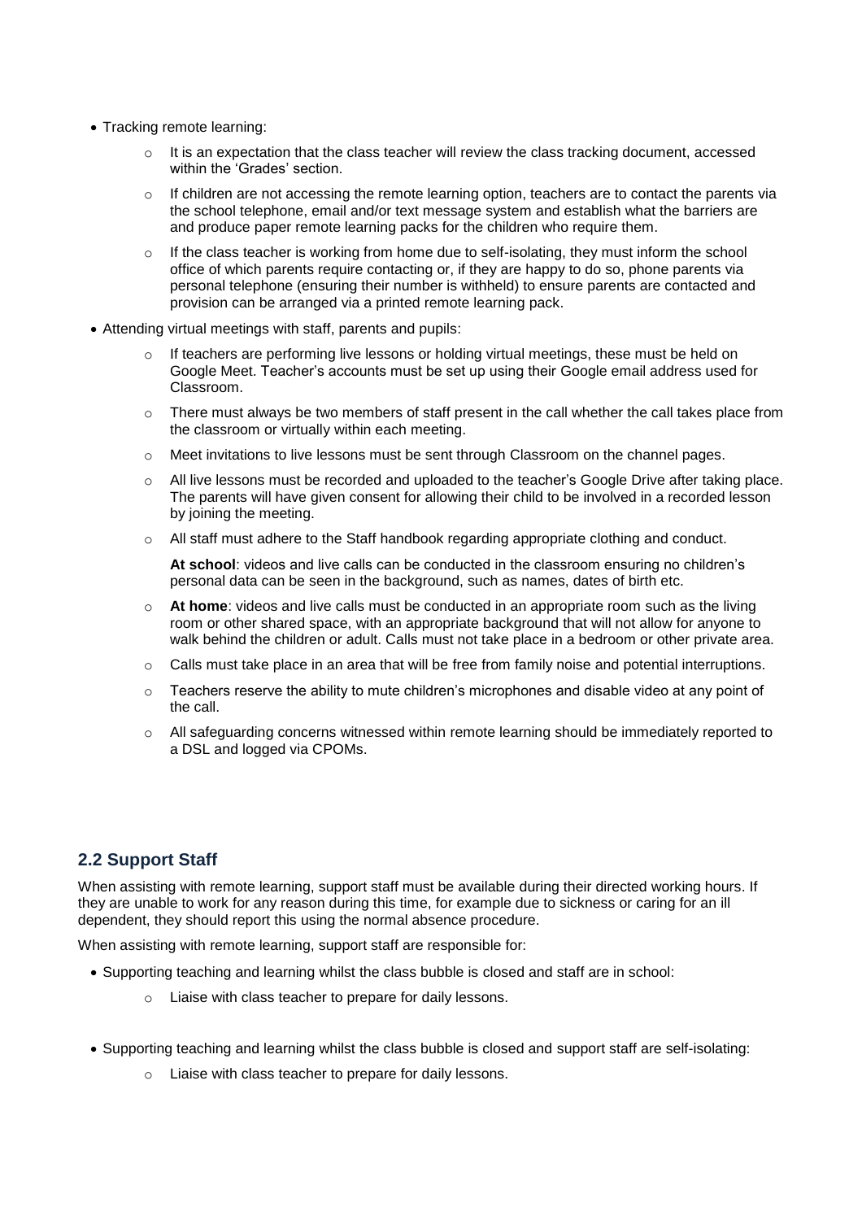- Tracking remote learning:
    - It is an expectation that the class teacher will review the class tracking document, accessed within the 'Grades' section.
    - If children are not accessing the remote learning option, teachers are to contact the parents via the school telephone, email and/or text message system and establish what the barriers are and produce paper remote learning packs for the children who require them.
    - If the class teacher is working from home due to self-isolating, they must inform the school office of which parents require contacting or, if they are happy to do so, phone parents via personal telephone (ensuring their number is withheld) to ensure parents are contacted and provision can be arranged via a printed remote learning pack.
- Attending virtual meetings with staff, parents and pupils:
    - If teachers are performing live lessons or holding virtual meetings, these must be held on Google Meet. Teacher's accounts must be set up using their Google email address used for Classroom.
    - There must always be two members of staff present in the call whether the call takes place from the classroom or virtually within each meeting.
    - Meet invitations to live lessons must be sent through Classroom on the channel pages.
    - All live lessons must be recorded and uploaded to the teacher's Google Drive after taking place. The parents will have given consent for allowing their child to be involved in a recorded lesson by joining the meeting.
    - All staff must adhere to the Staff handbook regarding appropriate clothing and conduct.

      **At school**: videos and live calls can be conducted in the classroom ensuring no children's personal data can be seen in the background, such as names, dates of birth etc.
    - **At home**: videos and live calls must be conducted in an appropriate room such as the living room or other shared space, with an appropriate background that will not allow for anyone to walk behind the children or adult. Calls must not take place in a bedroom or other private area.
    - Calls must take place in an area that will be free from family noise and potential interruptions.
    - Teachers reserve the ability to mute children's microphones and disable video at any point of the call.
    - All safeguarding concerns witnessed within remote learning should be immediately reported to a DSL and logged via CPOMs.

## 2.2 Support Staff

When assisting with remote learning, support staff must be available during their directed working hours. If they are unable to work for any reason during this time, for example due to sickness or caring for an ill dependent, they should report this using the normal absence procedure.

When assisting with remote learning, support staff are responsible for:

- Supporting teaching and learning whilst the class bubble is closed and staff are in school:
    - Liaise with class teacher to prepare for daily lessons.

- Supporting teaching and learning whilst the class bubble is closed and support staff are self-isolating:
    - Liaise with class teacher to prepare for daily lessons.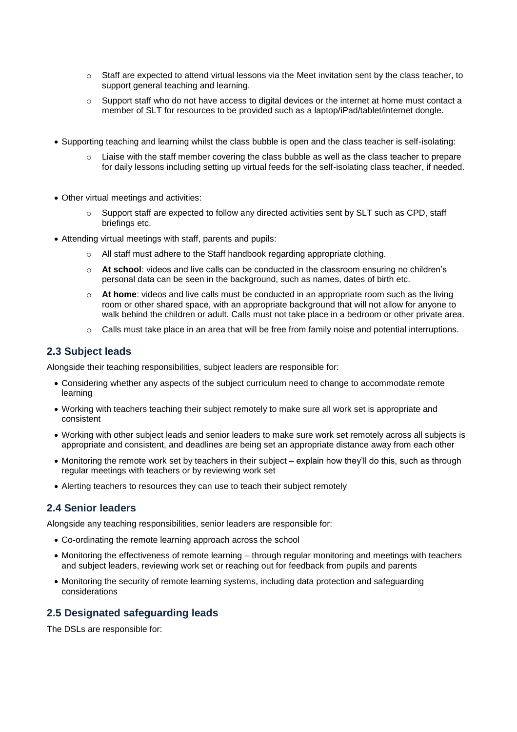- Staff are expected to attend virtual lessons via the Meet invitation sent by the class teacher, to support general teaching and learning.
  - Support staff who do not have access to digital devices or the internet at home must contact a member of SLT for resources to be provided such as a laptop/iPad/tablet/internet dongle.

- Supporting teaching and learning whilst the class bubble is open and the class teacher is self-isolating:
  - Liaise with the staff member covering the class bubble as well as the class teacher to prepare for daily lessons including setting up virtual feeds for the self-isolating class teacher, if needed.

- Other virtual meetings and activities:
  - Support staff are expected to follow any directed activities sent by SLT such as CPD, staff briefings etc.

- Attending virtual meetings with staff, parents and pupils:
  - All staff must adhere to the Staff handbook regarding appropriate clothing.
  - **At school**: videos and live calls can be conducted in the classroom ensuring no children's personal data can be seen in the background, such as names, dates of birth etc.
  - **At home**: videos and live calls must be conducted in an appropriate room such as the living room or other shared space, with an appropriate background that will not allow for anyone to walk behind the children or adult. Calls must not take place in a bedroom or other private area.
  - Calls must take place in an area that will be free from family noise and potential interruptions.

## 2.3 Subject leads

Alongside their teaching responsibilities, subject leaders are responsible for:

- Considering whether any aspects of the subject curriculum need to change to accommodate remote learning
- Working with teachers teaching their subject remotely to make sure all work set is appropriate and consistent
- Working with other subject leads and senior leaders to make sure work set remotely across all subjects is appropriate and consistent, and deadlines are being set an appropriate distance away from each other
- Monitoring the remote work set by teachers in their subject – explain how they'll do this, such as through regular meetings with teachers or by reviewing work set
- Alerting teachers to resources they can use to teach their subject remotely

## 2.4 Senior leaders

Alongside any teaching responsibilities, senior leaders are responsible for:

- Co-ordinating the remote learning approach across the school
- Monitoring the effectiveness of remote learning – through regular monitoring and meetings with teachers and subject leaders, reviewing work set or reaching out for feedback from pupils and parents
- Monitoring the security of remote learning systems, including data protection and safeguarding considerations

## 2.5 Designated safeguarding leads

The DSLs are responsible for: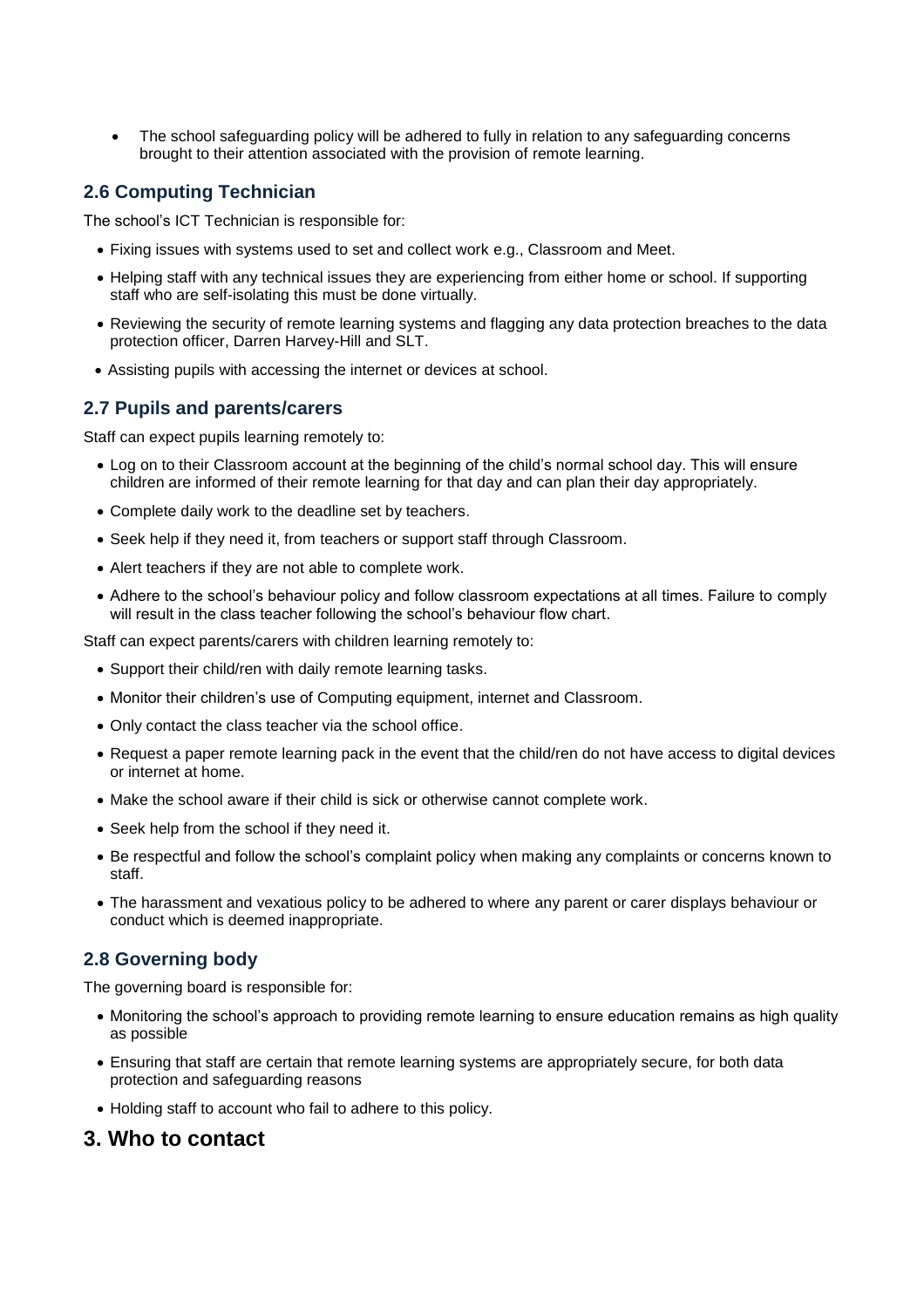- The school safeguarding policy will be adhered to fully in relation to any safeguarding concerns brought to their attention associated with the provision of remote learning.

### 2.6 Computing Technician

The school's ICT Technician is responsible for:

- Fixing issues with systems used to set and collect work e.g., Classroom and Meet.
- Helping staff with any technical issues they are experiencing from either home or school. If supporting staff who are self-isolating this must be done virtually.
- Reviewing the security of remote learning systems and flagging any data protection breaches to the data protection officer, Darren Harvey-Hill and SLT.
- Assisting pupils with accessing the internet or devices at school.

### 2.7 Pupils and parents/carers

Staff can expect pupils learning remotely to:

- Log on to their Classroom account at the beginning of the child's normal school day. This will ensure children are informed of their remote learning for that day and can plan their day appropriately.
- Complete daily work to the deadline set by teachers.
- Seek help if they need it, from teachers or support staff through Classroom.
- Alert teachers if they are not able to complete work.
- Adhere to the school's behaviour policy and follow classroom expectations at all times. Failure to comply will result in the class teacher following the school's behaviour flow chart.

Staff can expect parents/carers with children learning remotely to:

- Support their child/ren with daily remote learning tasks.
- Monitor their children's use of Computing equipment, internet and Classroom.
- Only contact the class teacher via the school office.
- Request a paper remote learning pack in the event that the child/ren do not have access to digital devices or internet at home.
- Make the school aware if their child is sick or otherwise cannot complete work.
- Seek help from the school if they need it.
- Be respectful and follow the school's complaint policy when making any complaints or concerns known to staff.
- The harassment and vexatious policy to be adhered to where any parent or carer displays behaviour or conduct which is deemed inappropriate.

### 2.8 Governing body

The governing board is responsible for:

- Monitoring the school's approach to providing remote learning to ensure education remains as high quality as possible
- Ensuring that staff are certain that remote learning systems are appropriately secure, for both data protection and safeguarding reasons
- Holding staff to account who fail to adhere to this policy.

## 3. Who to contact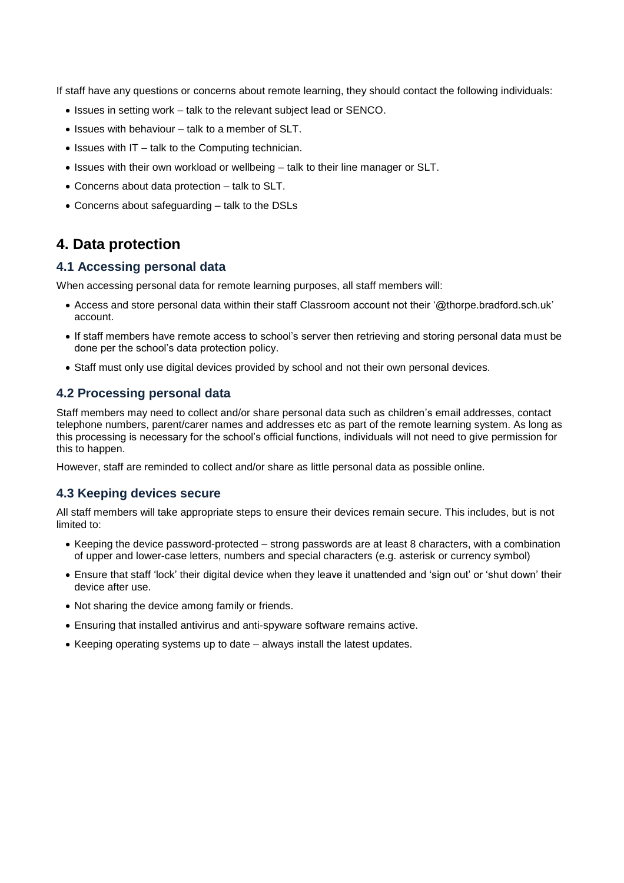If staff have any questions or concerns about remote learning, they should contact the following individuals:

- Issues in setting work – talk to the relevant subject lead or SENCO.
- Issues with behaviour – talk to a member of SLT.
- Issues with IT – talk to the Computing technician.
- Issues with their own workload or wellbeing – talk to their line manager or SLT.
- Concerns about data protection – talk to SLT.
- Concerns about safeguarding – talk to the DSLs

## 4. Data protection

### 4.1 Accessing personal data

When accessing personal data for remote learning purposes, all staff members will:

- Access and store personal data within their staff Classroom account not their '@thorpe.bradford.sch.uk' account.
- If staff members have remote access to school's server then retrieving and storing personal data must be done per the school's data protection policy.
- Staff must only use digital devices provided by school and not their own personal devices.

### 4.2 Processing personal data

Staff members may need to collect and/or share personal data such as children's email addresses, contact telephone numbers, parent/carer names and addresses etc as part of the remote learning system. As long as this processing is necessary for the school's official functions, individuals will not need to give permission for this to happen.

However, staff are reminded to collect and/or share as little personal data as possible online.

### 4.3 Keeping devices secure

All staff members will take appropriate steps to ensure their devices remain secure. This includes, but is not limited to:

- Keeping the device password-protected – strong passwords are at least 8 characters, with a combination of upper and lower-case letters, numbers and special characters (e.g. asterisk or currency symbol)
- Ensure that staff 'lock' their digital device when they leave it unattended and 'sign out' or 'shut down' their device after use.
- Not sharing the device among family or friends.
- Ensuring that installed antivirus and anti-spyware software remains active.
- Keeping operating systems up to date – always install the latest updates.